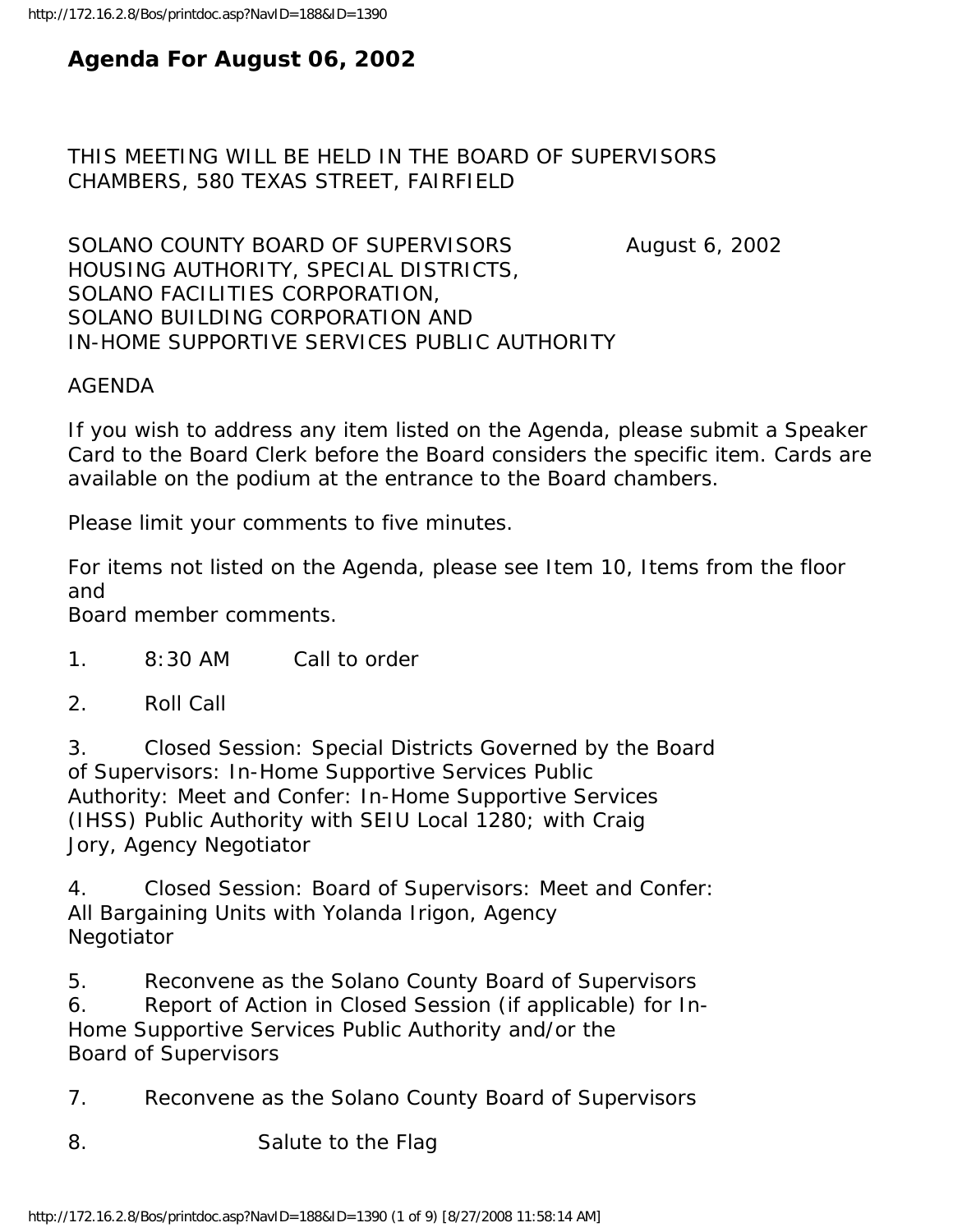# Agenda For August 06, 2002

THIS MEETING WILL BE HELD IN THE BOARD OF SUPERVISORS CHAMBERS, 580 TEXAS STREET, FAIRFIELD

SOLANO COUNTY BOARD OF SUPERVISORS August 6, 2002
HOUSING AUTHORITY, SPECIAL DISTRICTS,
SOLANO FACILITIES CORPORATION,
SOLANO BUILDING CORPORATION AND
IN-HOME SUPPORTIVE SERVICES PUBLIC AUTHORITY

AGENDA

If you wish to address any item listed on the Agenda, please submit a Speaker Card to the Board Clerk before the Board considers the specific item. Cards are available on the podium at the entrance to the Board chambers.

Please limit your comments to five minutes.

For items not listed on the Agenda, please see Item 10, Items from the floor and
Board member comments.

1. 8:30 AM Call to order

2. Roll Call

3. Closed Session: Special Districts Governed by the Board of Supervisors: In-Home Supportive Services Public Authority: Meet and Confer: In-Home Supportive Services (IHSS) Public Authority with SEIU Local 1280; with Craig Jory, Agency Negotiator

4. Closed Session: Board of Supervisors: Meet and Confer: All Bargaining Units with Yolanda Irigon, Agency Negotiator

5. Reconvene as the Solano County Board of Supervisors
6. Report of Action in Closed Session (if applicable) for In-Home Supportive Services Public Authority and/or the Board of Supervisors

7. Reconvene as the Solano County Board of Supervisors

8. Salute to the Flag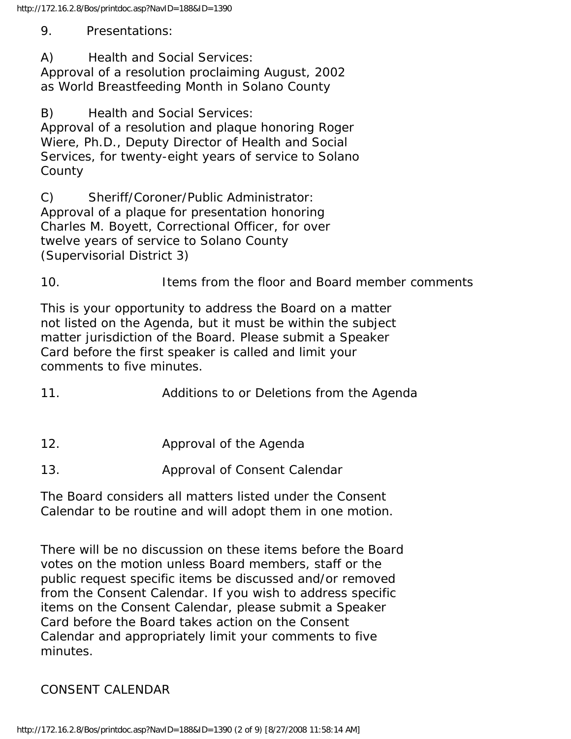9. Presentations:

A) Health and Social Services:
Approval of a resolution proclaiming August, 2002 as World Breastfeeding Month in Solano County

B) Health and Social Services:
Approval of a resolution and plaque honoring Roger Wiere, Ph.D., Deputy Director of Health and Social Services, for twenty-eight years of service to Solano County

C) Sheriff/Coroner/Public Administrator:
Approval of a plaque for presentation honoring Charles M. Boyett, Correctional Officer, for over twelve years of service to Solano County (Supervisorial District 3)

10. Items from the floor and Board member comments

This is your opportunity to address the Board on a matter not listed on the Agenda, but it must be within the subject matter jurisdiction of the Board. Please submit a Speaker Card before the first speaker is called and limit your comments to five minutes.

11. Additions to or Deletions from the Agenda

12. Approval of the Agenda

13. Approval of Consent Calendar

The Board considers all matters listed under the Consent Calendar to be routine and will adopt them in one motion.

There will be no discussion on these items before the Board votes on the motion unless Board members, staff or the public request specific items be discussed and/or removed from the Consent Calendar. If you wish to address specific items on the Consent Calendar, please submit a Speaker Card before the Board takes action on the Consent Calendar and appropriately limit your comments to five minutes.

CONSENT CALENDAR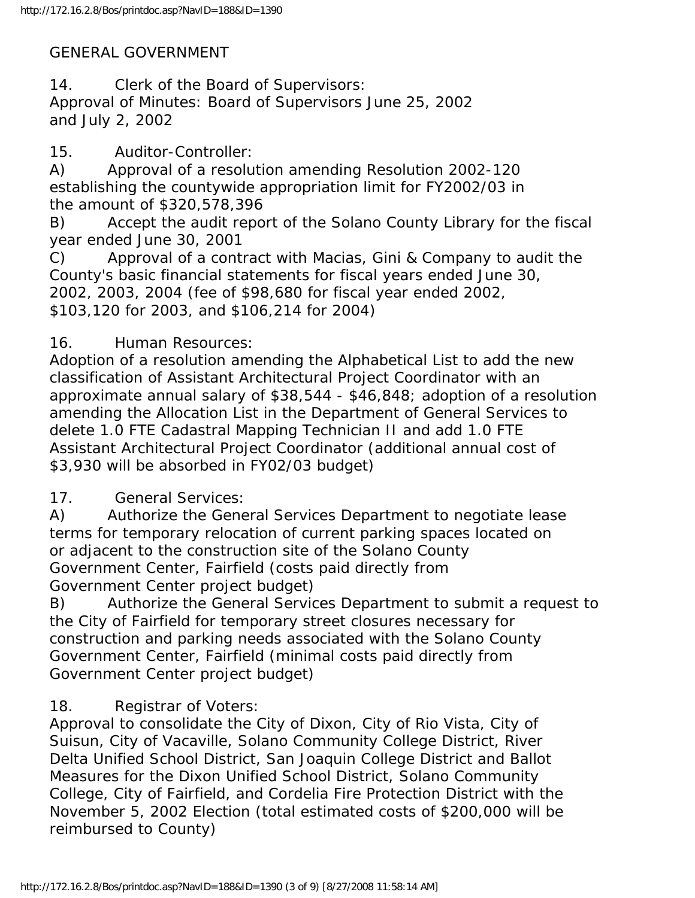GENERAL GOVERNMENT

14. Clerk of the Board of Supervisors:
Approval of Minutes: Board of Supervisors June 25, 2002 and July 2, 2002

15. Auditor-Controller:
A) Approval of a resolution amending Resolution 2002-120 establishing the countywide appropriation limit for FY2002/03 in the amount of $320,578,396
B) Accept the audit report of the Solano County Library for the fiscal year ended June 30, 2001
C) Approval of a contract with Macias, Gini & Company to audit the County's basic financial statements for fiscal years ended June 30, 2002, 2003, 2004 (fee of $98,680 for fiscal year ended 2002, $103,120 for 2003, and $106,214 for 2004)

16. Human Resources:
Adoption of a resolution amending the Alphabetical List to add the new classification of Assistant Architectural Project Coordinator with an approximate annual salary of $38,544 - $46,848; adoption of a resolution amending the Allocation List in the Department of General Services to delete 1.0 FTE Cadastral Mapping Technician II and add 1.0 FTE Assistant Architectural Project Coordinator (additional annual cost of $3,930 will be absorbed in FY02/03 budget)

17. General Services:
A) Authorize the General Services Department to negotiate lease terms for temporary relocation of current parking spaces located on or adjacent to the construction site of the Solano County Government Center, Fairfield (costs paid directly from Government Center project budget)
B) Authorize the General Services Department to submit a request to the City of Fairfield for temporary street closures necessary for construction and parking needs associated with the Solano County Government Center, Fairfield (minimal costs paid directly from Government Center project budget)

18. Registrar of Voters:
Approval to consolidate the City of Dixon, City of Rio Vista, City of Suisun, City of Vacaville, Solano Community College District, River Delta Unified School District, San Joaquin College District and Ballot Measures for the Dixon Unified School District, Solano Community College, City of Fairfield, and Cordelia Fire Protection District with the November 5, 2002 Election (total estimated costs of $200,000 will be reimbursed to County)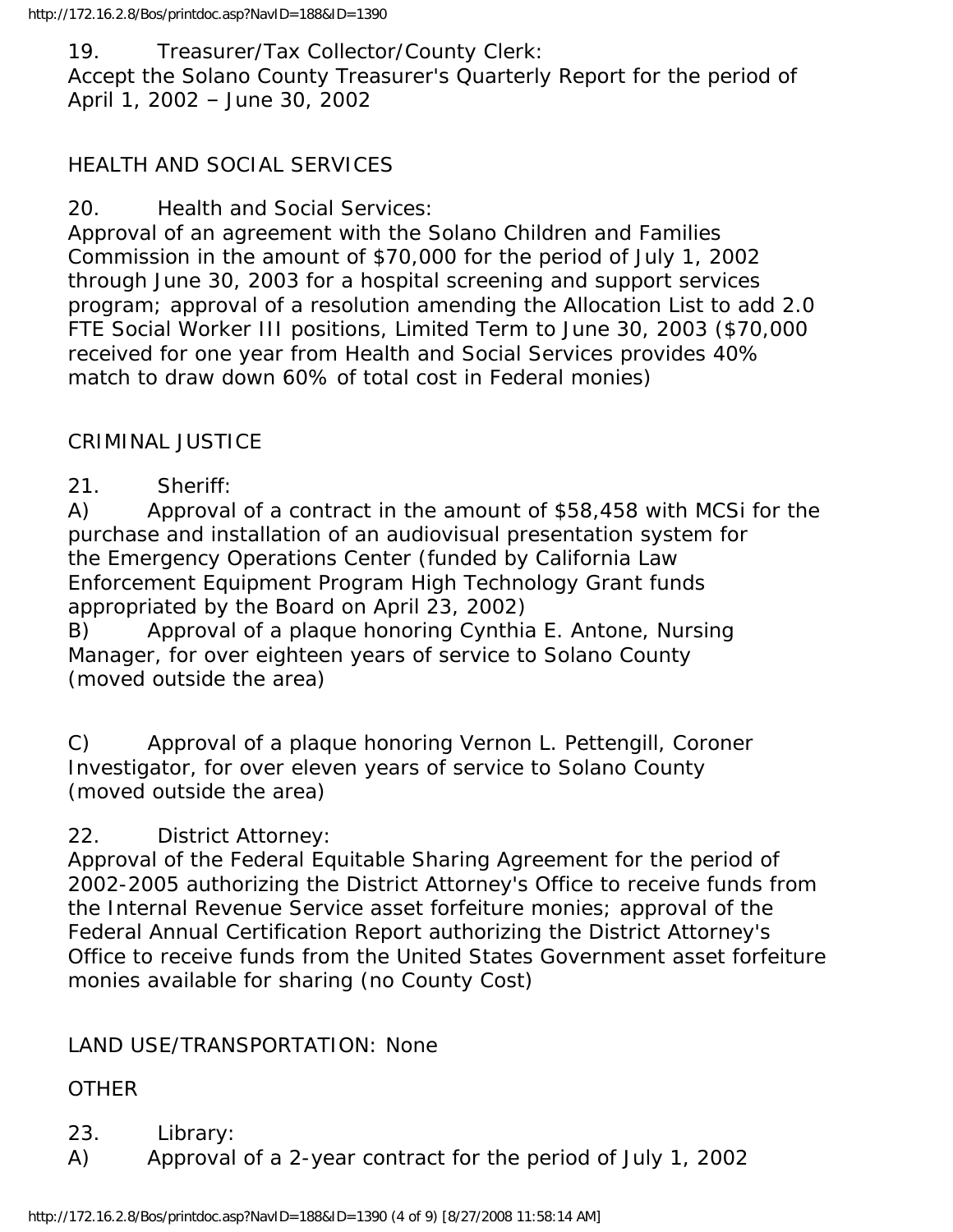19. Treasurer/Tax Collector/County Clerk:
Accept the Solano County Treasurer's Quarterly Report for the period of April 1, 2002 – June 30, 2002

HEALTH AND SOCIAL SERVICES

20. Health and Social Services:
Approval of an agreement with the Solano Children and Families Commission in the amount of $70,000 for the period of July 1, 2002 through June 30, 2003 for a hospital screening and support services program; approval of a resolution amending the Allocation List to add 2.0 FTE Social Worker III positions, Limited Term to June 30, 2003 ($70,000 received for one year from Health and Social Services provides 40% match to draw down 60% of total cost in Federal monies)

CRIMINAL JUSTICE

21. Sheriff:
A) Approval of a contract in the amount of $58,458 with MCSi for the purchase and installation of an audiovisual presentation system for the Emergency Operations Center (funded by California Law Enforcement Equipment Program High Technology Grant funds appropriated by the Board on April 23, 2002)
B) Approval of a plaque honoring Cynthia E. Antone, Nursing Manager, for over eighteen years of service to Solano County (moved outside the area)

C) Approval of a plaque honoring Vernon L. Pettengill, Coroner Investigator, for over eleven years of service to Solano County (moved outside the area)

22. District Attorney:
Approval of the Federal Equitable Sharing Agreement for the period of 2002-2005 authorizing the District Attorney's Office to receive funds from the Internal Revenue Service asset forfeiture monies; approval of the Federal Annual Certification Report authorizing the District Attorney's Office to receive funds from the United States Government asset forfeiture monies available for sharing (no County Cost)

LAND USE/TRANSPORTATION: None

OTHER

23. Library:
A) Approval of a 2-year contract for the period of July 1, 2002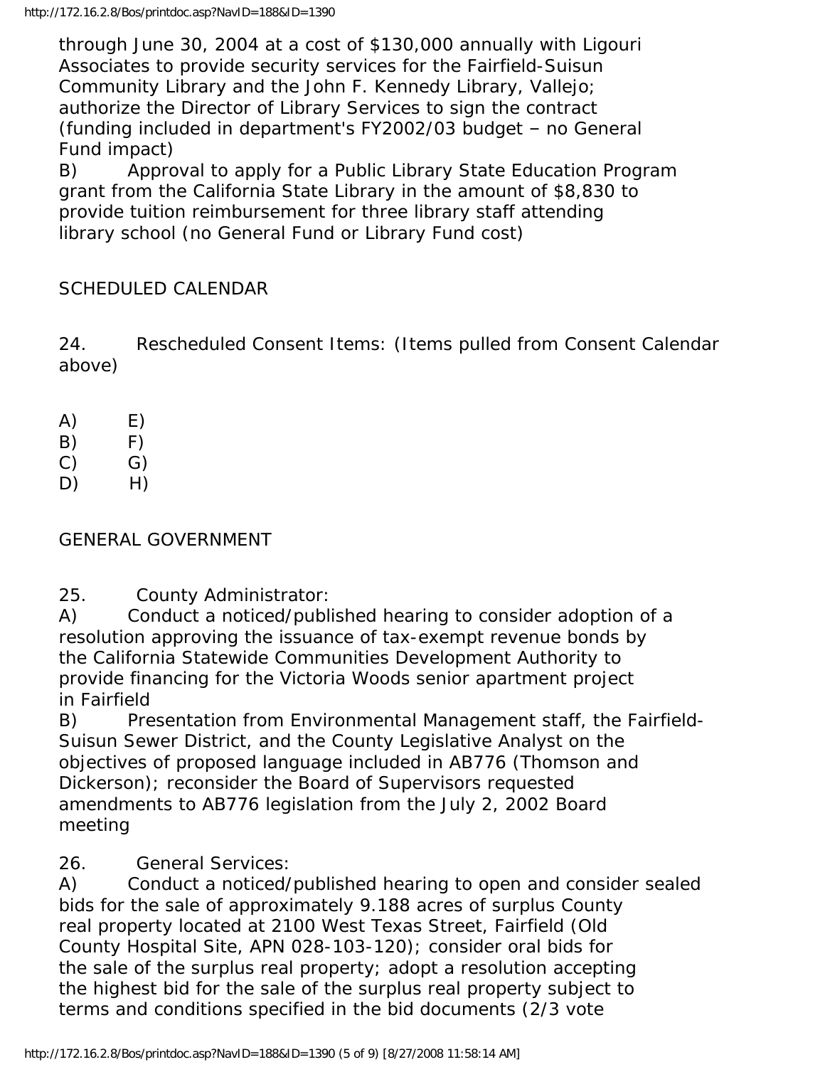through June 30, 2004 at a cost of $130,000 annually with Ligouri Associates to provide security services for the Fairfield-Suisun Community Library and the John F. Kennedy Library, Vallejo; authorize the Director of Library Services to sign the contract (funding included in department's FY2002/03 budget – no General Fund impact)

B) Approval to apply for a Public Library State Education Program grant from the California State Library in the amount of $8,830 to provide tuition reimbursement for three library staff attending library school (no General Fund or Library Fund cost)

SCHEDULED CALENDAR

24. Rescheduled Consent Items: (Items pulled from Consent Calendar above)

A) E)
B) F)
C) G)
D) H)

GENERAL GOVERNMENT

25. County Administrator:

A) Conduct a noticed/published hearing to consider adoption of a resolution approving the issuance of tax-exempt revenue bonds by the California Statewide Communities Development Authority to provide financing for the Victoria Woods senior apartment project in Fairfield

B) Presentation from Environmental Management staff, the Fairfield-Suisun Sewer District, and the County Legislative Analyst on the objectives of proposed language included in AB776 (Thomson and Dickerson); reconsider the Board of Supervisors requested amendments to AB776 legislation from the July 2, 2002 Board meeting

26. General Services:

A) Conduct a noticed/published hearing to open and consider sealed bids for the sale of approximately 9.188 acres of surplus County real property located at 2100 West Texas Street, Fairfield (Old County Hospital Site, APN 028-103-120); consider oral bids for the sale of the surplus real property; adopt a resolution accepting the highest bid for the sale of the surplus real property subject to terms and conditions specified in the bid documents (2/3 vote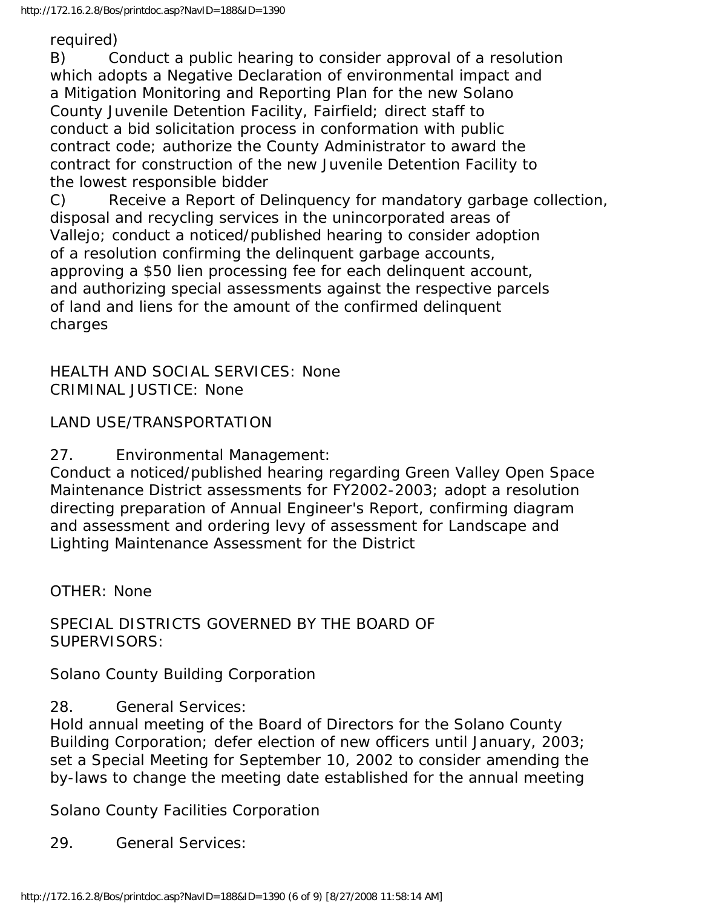required)

B) Conduct a public hearing to consider approval of a resolution which adopts a Negative Declaration of environmental impact and a Mitigation Monitoring and Reporting Plan for the new Solano County Juvenile Detention Facility, Fairfield; direct staff to conduct a bid solicitation process in conformation with public contract code; authorize the County Administrator to award the contract for construction of the new Juvenile Detention Facility to the lowest responsible bidder

C) Receive a Report of Delinquency for mandatory garbage collection, disposal and recycling services in the unincorporated areas of Vallejo; conduct a noticed/published hearing to consider adoption of a resolution confirming the delinquent garbage accounts, approving a $50 lien processing fee for each delinquent account, and authorizing special assessments against the respective parcels of land and liens for the amount of the confirmed delinquent charges

HEALTH AND SOCIAL SERVICES: None

CRIMINAL JUSTICE: None

LAND USE/TRANSPORTATION

27. Environmental Management:

Conduct a noticed/published hearing regarding Green Valley Open Space Maintenance District assessments for FY2002-2003; adopt a resolution directing preparation of Annual Engineer's Report, confirming diagram and assessment and ordering levy of assessment for Landscape and Lighting Maintenance Assessment for the District

OTHER: None

SPECIAL DISTRICTS GOVERNED BY THE BOARD OF SUPERVISORS:

Solano County Building Corporation

28. General Services:

Hold annual meeting of the Board of Directors for the Solano County Building Corporation; defer election of new officers until January, 2003; set a Special Meeting for September 10, 2002 to consider amending the by-laws to change the meeting date established for the annual meeting

Solano County Facilities Corporation

29. General Services: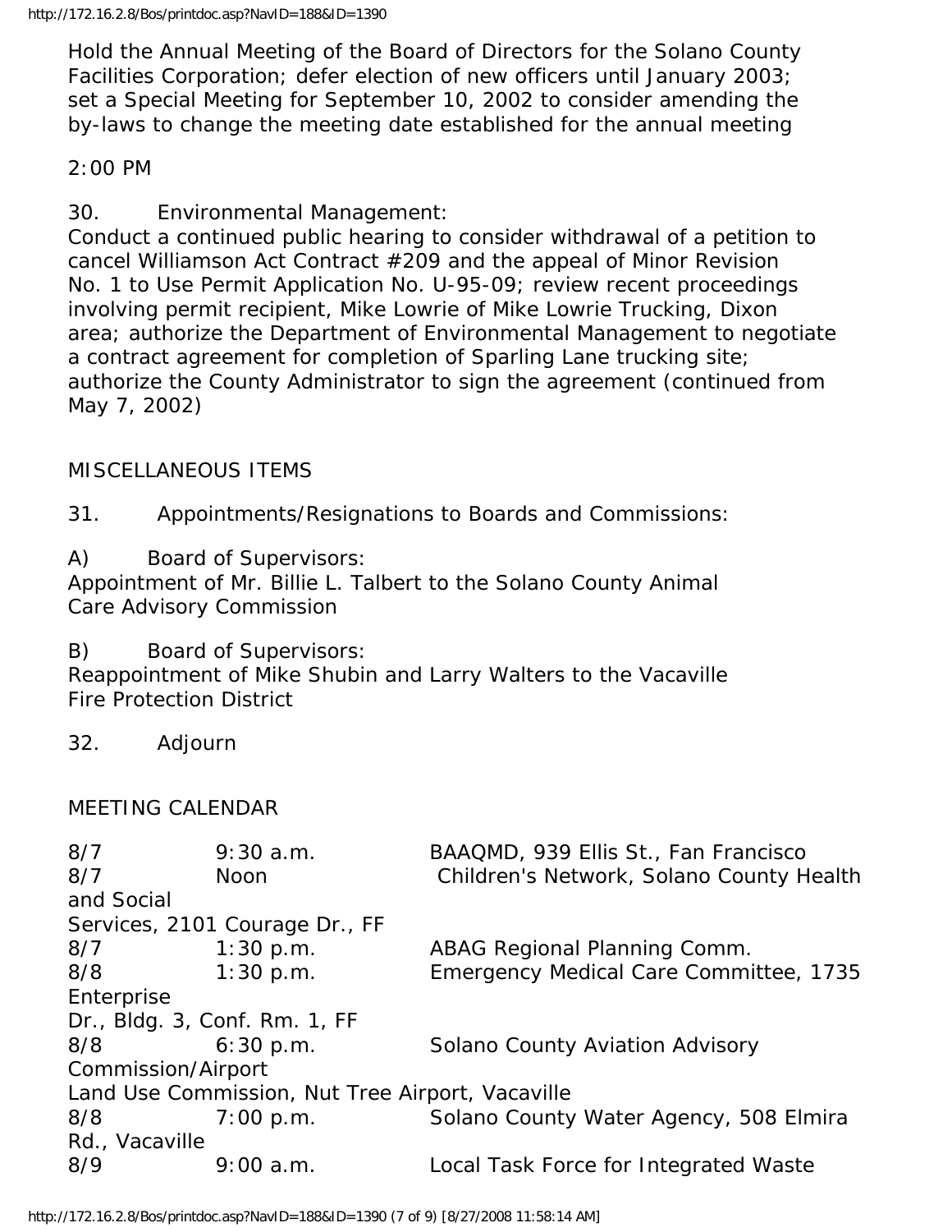Hold the Annual Meeting of the Board of Directors for the Solano County Facilities Corporation; defer election of new officers until January 2003; set a Special Meeting for September 10, 2002 to consider amending the by-laws to change the meeting date established for the annual meeting

2:00 PM

30. Environmental Management:
Conduct a continued public hearing to consider withdrawal of a petition to cancel Williamson Act Contract #209 and the appeal of Minor Revision No. 1 to Use Permit Application No. U-95-09; review recent proceedings involving permit recipient, Mike Lowrie of Mike Lowrie Trucking, Dixon area; authorize the Department of Environmental Management to negotiate a contract agreement for completion of Sparling Lane trucking site; authorize the County Administrator to sign the agreement (continued from May 7, 2002)

MISCELLANEOUS ITEMS

31. Appointments/Resignations to Boards and Commissions:

A) Board of Supervisors:
Appointment of Mr. Billie L. Talbert to the Solano County Animal Care Advisory Commission

B) Board of Supervisors:
Reappointment of Mike Shubin and Larry Walters to the Vacaville Fire Protection District

32. Adjourn

MEETING CALENDAR

| | | |
|---|---|---|
| 8/7 | 9:30 a.m. | BAAQMD, 939 Ellis St., Fan Francisco |
| 8/7 | Noon | Children's Network, Solano County Health and Social Services, 2101 Courage Dr., FF |
| 8/7 | 1:30 p.m. | ABAG Regional Planning Comm. |
| 8/8 | 1:30 p.m. | Emergency Medical Care Committee, 1735 Enterprise Dr., Bldg. 3, Conf. Rm. 1, FF |
| 8/8 | 6:30 p.m. | Solano County Aviation Advisory Commission/Airport Land Use Commission, Nut Tree Airport, Vacaville |
| 8/8 | 7:00 p.m. | Solano County Water Agency, 508 Elmira Rd., Vacaville |
| 8/9 | 9:00 a.m. | Local Task Force for Integrated Waste |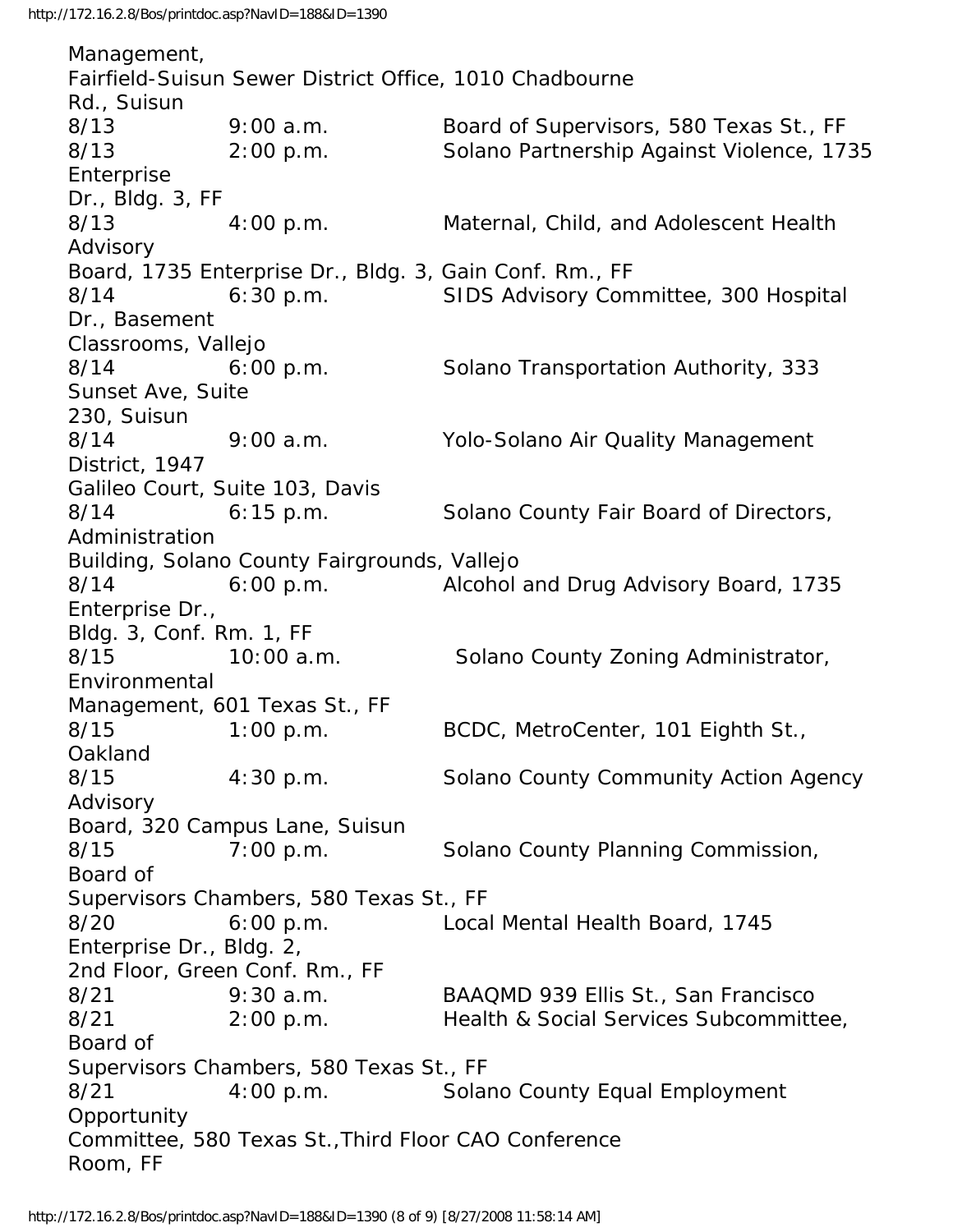Management,
Fairfield-Suisun Sewer District Office, 1010 Chadbourne Rd., Suisun

| Date | Time | Meeting |
|---|---|---|
| 8/13 | 9:00 a.m. | Board of Supervisors, 580 Texas St., FF |
| 8/13 | 2:00 p.m. | Solano Partnership Against Violence, 1735 Enterprise Dr., Bldg. 3, FF |
| 8/13 | 4:00 p.m. | Maternal, Child, and Adolescent Health Advisory Board, 1735 Enterprise Dr., Bldg. 3, Gain Conf. Rm., FF |
| 8/14 | 6:30 p.m. | SIDS Advisory Committee, 300 Hospital Dr., Basement Classrooms, Vallejo |
| 8/14 | 6:00 p.m. | Solano Transportation Authority, 333 Sunset Ave, Suite 230, Suisun |
| 8/14 | 9:00 a.m. | Yolo-Solano Air Quality Management District, 1947 Galileo Court, Suite 103, Davis |
| 8/14 | 6:15 p.m. | Solano County Fair Board of Directors, Administration Building, Solano County Fairgrounds, Vallejo |
| 8/14 | 6:00 p.m. | Alcohol and Drug Advisory Board, 1735 Enterprise Dr., Bldg. 3, Conf. Rm. 1, FF |
| 8/15 | 10:00 a.m. | Solano County Zoning Administrator, Environmental Management, 601 Texas St., FF |
| 8/15 | 1:00 p.m. | BCDC, MetroCenter, 101 Eighth St., Oakland |
| 8/15 | 4:30 p.m. | Solano County Community Action Agency Advisory Board, 320 Campus Lane, Suisun |
| 8/15 | 7:00 p.m. | Solano County Planning Commission, Board of Supervisors Chambers, 580 Texas St., FF |
| 8/20 | 6:00 p.m. | Local Mental Health Board, 1745 Enterprise Dr., Bldg. 2, 2nd Floor, Green Conf. Rm., FF |
| 8/21 | 9:30 a.m. | BAAQMD 939 Ellis St., San Francisco |
| 8/21 | 2:00 p.m. | Health & Social Services Subcommittee, Board of Supervisors Chambers, 580 Texas St., FF |
| 8/21 | 4:00 p.m. | Solano County Equal Employment Opportunity Committee, 580 Texas St.,Third Floor CAO Conference Room, FF |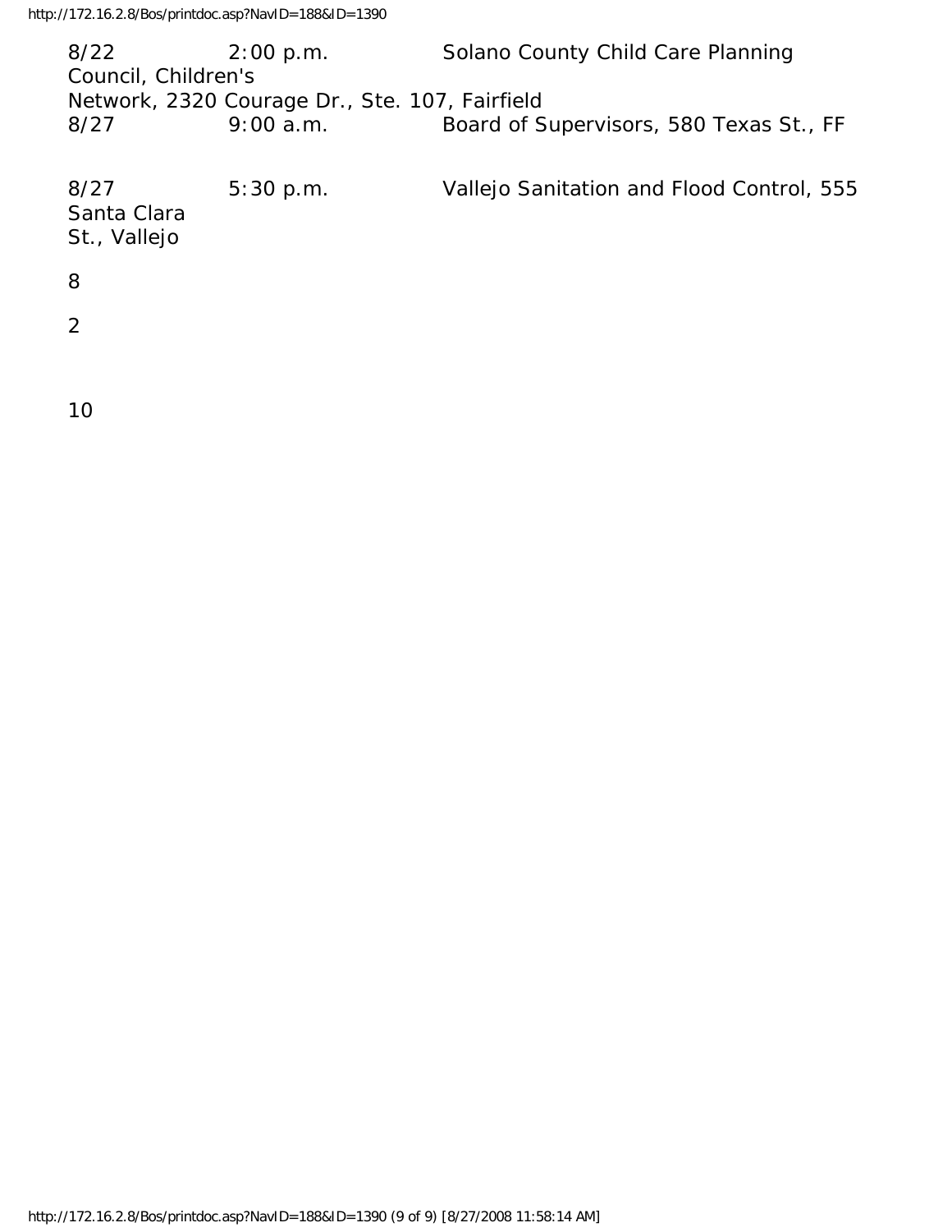8/22 2:00 p.m. Solano County Child Care Planning Council, Children's Network, 2320 Courage Dr., Ste. 107, Fairfield

8/27 9:00 a.m. Board of Supervisors, 580 Texas St., FF

8/27 5:30 p.m. Vallejo Sanitation and Flood Control, 555 Santa Clara St., Vallejo

8

2

10